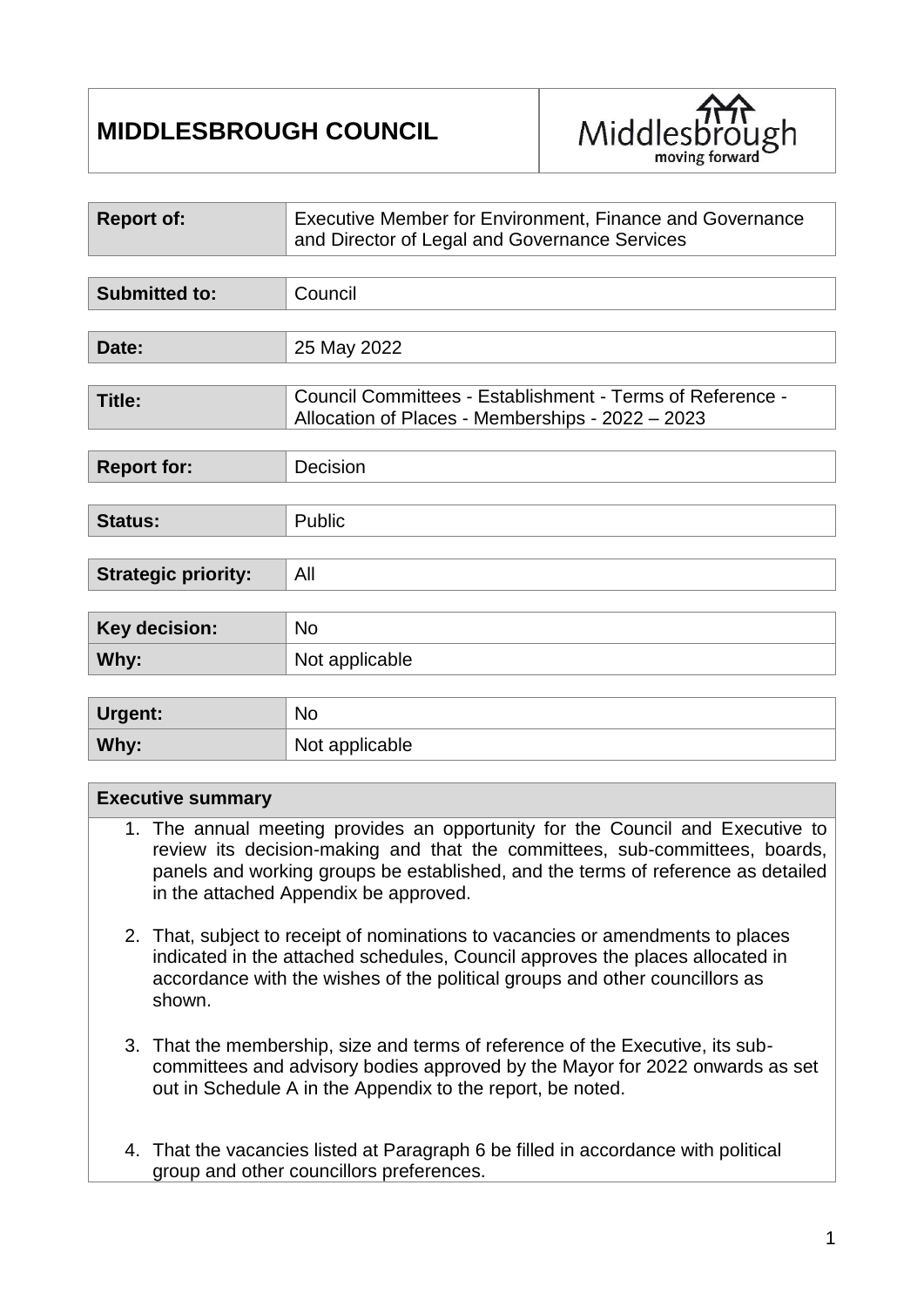# MIDDLESBROUGH COUNCIL

| | |
|---|---|
| **Report of:** | Executive Member for Environment, Finance and Governance and Director of Legal and Governance Services |

| | |
|---|---|
| **Submitted to:** | Council |

| | |
|---|---|
| **Date:** | 25 May 2022 |

| | |
|---|---|
| **Title:** | Council Committees - Establishment - Terms of Reference - Allocation of Places - Memberships - 2022 – 2023 |

| | |
|---|---|
| **Report for:** | Decision |

| | |
|---|---|
| **Status:** | Public |

| | |
|---|---|
| **Strategic priority:** | All |

| | |
|---|---|
| **Key decision:** | No |
| **Why:** | Not applicable |

| | |
|---|---|
| **Urgent:** | No |
| **Why:** | Not applicable |

**Executive summary**

1. The annual meeting provides an opportunity for the Council and Executive to review its decision-making and that the committees, sub-committees, boards, panels and working groups be established, and the terms of reference as detailed in the attached Appendix be approved.

2. That, subject to receipt of nominations to vacancies or amendments to places indicated in the attached schedules, Council approves the places allocated in accordance with the wishes of the political groups and other councillors as shown.

3. That the membership, size and terms of reference of the Executive, its sub-committees and advisory bodies approved by the Mayor for 2022 onwards as set out in Schedule A in the Appendix to the report, be noted.

4. That the vacancies listed at Paragraph 6 be filled in accordance with political group and other councillors preferences.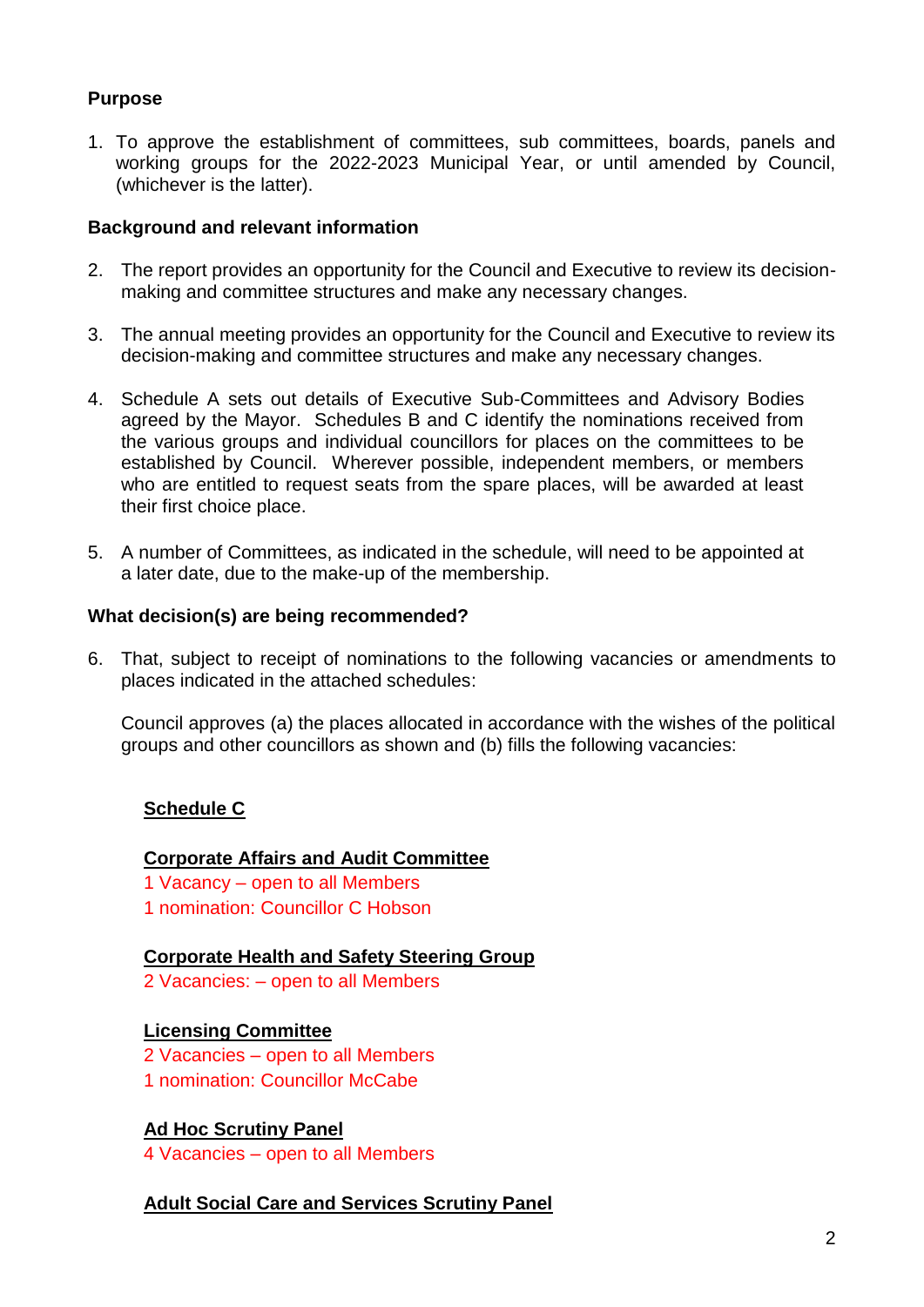**Purpose**

1. To approve the establishment of committees, sub committees, boards, panels and working groups for the 2022-2023 Municipal Year, or until amended by Council, (whichever is the latter).

**Background and relevant information**

2. The report provides an opportunity for the Council and Executive to review its decision-making and committee structures and make any necessary changes.

3. The annual meeting provides an opportunity for the Council and Executive to review its decision-making and committee structures and make any necessary changes.

4. Schedule A sets out details of Executive Sub-Committees and Advisory Bodies agreed by the Mayor. Schedules B and C identify the nominations received from the various groups and individual councillors for places on the committees to be established by Council. Wherever possible, independent members, or members who are entitled to request seats from the spare places, will be awarded at least their first choice place.

5. A number of Committees, as indicated in the schedule, will need to be appointed at a later date, due to the make-up of the membership.

**What decision(s) are being recommended?**

6. That, subject to receipt of nominations to the following vacancies or amendments to places indicated in the attached schedules:

   Council approves (a) the places allocated in accordance with the wishes of the political groups and other councillors as shown and (b) fills the following vacancies:

   **Schedule C**

   **Corporate Affairs and Audit Committee**
   1 Vacancy – open to all Members
   1 nomination: Councillor C Hobson

   **Corporate Health and Safety Steering Group**
   2 Vacancies: – open to all Members

   **Licensing Committee**
   2 Vacancies – open to all Members
   1 nomination: Councillor McCabe

   **Ad Hoc Scrutiny Panel**
   4 Vacancies – open to all Members

   **Adult Social Care and Services Scrutiny Panel**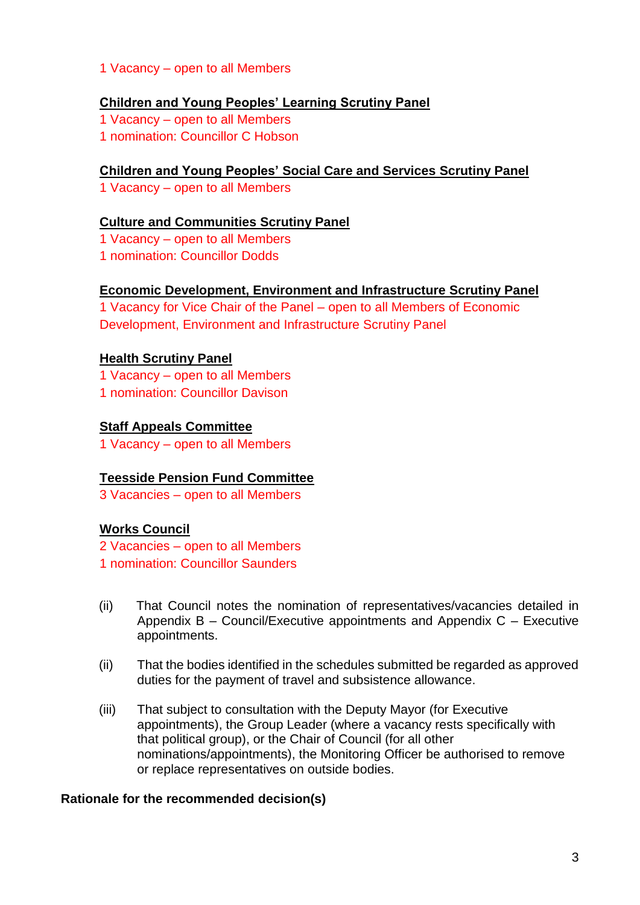1 Vacancy – open to all Members

**Children and Young Peoples' Learning Scrutiny Panel**

1 Vacancy – open to all Members
1 nomination: Councillor C Hobson

**Children and Young Peoples' Social Care and Services Scrutiny Panel**

1 Vacancy – open to all Members

**Culture and Communities Scrutiny Panel**

1 Vacancy – open to all Members
1 nomination: Councillor Dodds

**Economic Development, Environment and Infrastructure Scrutiny Panel**

1 Vacancy for Vice Chair of the Panel – open to all Members of Economic Development, Environment and Infrastructure Scrutiny Panel

**Health Scrutiny Panel**

1 Vacancy – open to all Members
1 nomination: Councillor Davison

**Staff Appeals Committee**

1 Vacancy – open to all Members

**Teesside Pension Fund Committee**

3 Vacancies – open to all Members

**Works Council**

2 Vacancies – open to all Members
1 nomination: Councillor Saunders

(ii) That Council notes the nomination of representatives/vacancies detailed in Appendix B – Council/Executive appointments and Appendix C – Executive appointments.

(ii) That the bodies identified in the schedules submitted be regarded as approved duties for the payment of travel and subsistence allowance.

(iii) That subject to consultation with the Deputy Mayor (for Executive appointments), the Group Leader (where a vacancy rests specifically with that political group), or the Chair of Council (for all other nominations/appointments), the Monitoring Officer be authorised to remove or replace representatives on outside bodies.

**Rationale for the recommended decision(s)**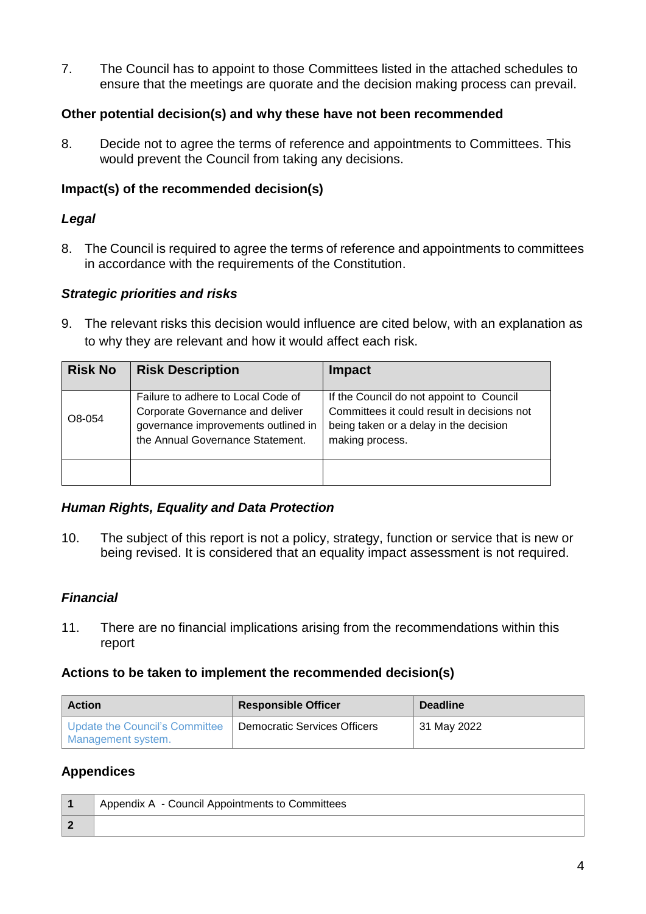7. The Council has to appoint to those Committees listed in the attached schedules to ensure that the meetings are quorate and the decision making process can prevail.

### Other potential decision(s) and why these have not been recommended

8. Decide not to agree the terms of reference and appointments to Committees. This would prevent the Council from taking any decisions.

### Impact(s) of the recommended decision(s)

#### *Legal*

8. The Council is required to agree the terms of reference and appointments to committees in accordance with the requirements of the Constitution.

#### *Strategic priorities and risks*

9. The relevant risks this decision would influence are cited below, with an explanation as to why they are relevant and how it would affect each risk.

| Risk No | Risk Description | Impact |
|---|---|---|
| O8-054 | Failure to adhere to Local Code of Corporate Governance and deliver governance improvements outlined in the Annual Governance Statement. | If the Council do not appoint to Council Committees it could result in decisions not being taken or a delay in the decision making process. |
| | | |

#### *Human Rights, Equality and Data Protection*

10. The subject of this report is not a policy, strategy, function or service that is new or being revised. It is considered that an equality impact assessment is not required.

#### *Financial*

11. There are no financial implications arising from the recommendations within this report

### Actions to be taken to implement the recommended decision(s)

| Action | Responsible Officer | Deadline |
|---|---|---|
| Update the Council's Committee Management system. | Democratic Services Officers | 31 May 2022 |

### Appendices

| | |
|---|---|
| **1** | Appendix A - Council Appointments to Committees |
| **2** | |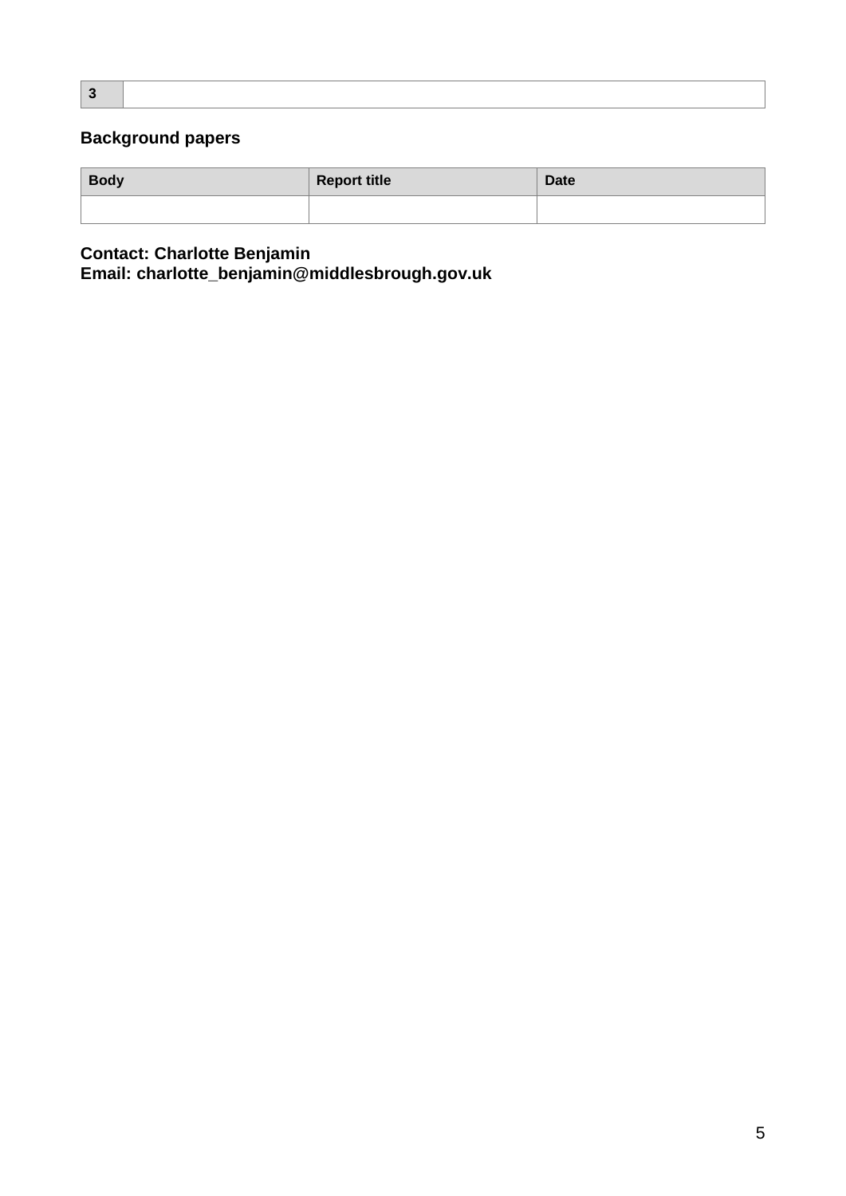| | |
|---|---|
| 3 | |

## Background papers

| Body | Report title | Date |
|---|---|---|
| | | |

**Contact: Charlotte Benjamin**
**Email: charlotte_benjamin@middlesbrough.gov.uk**